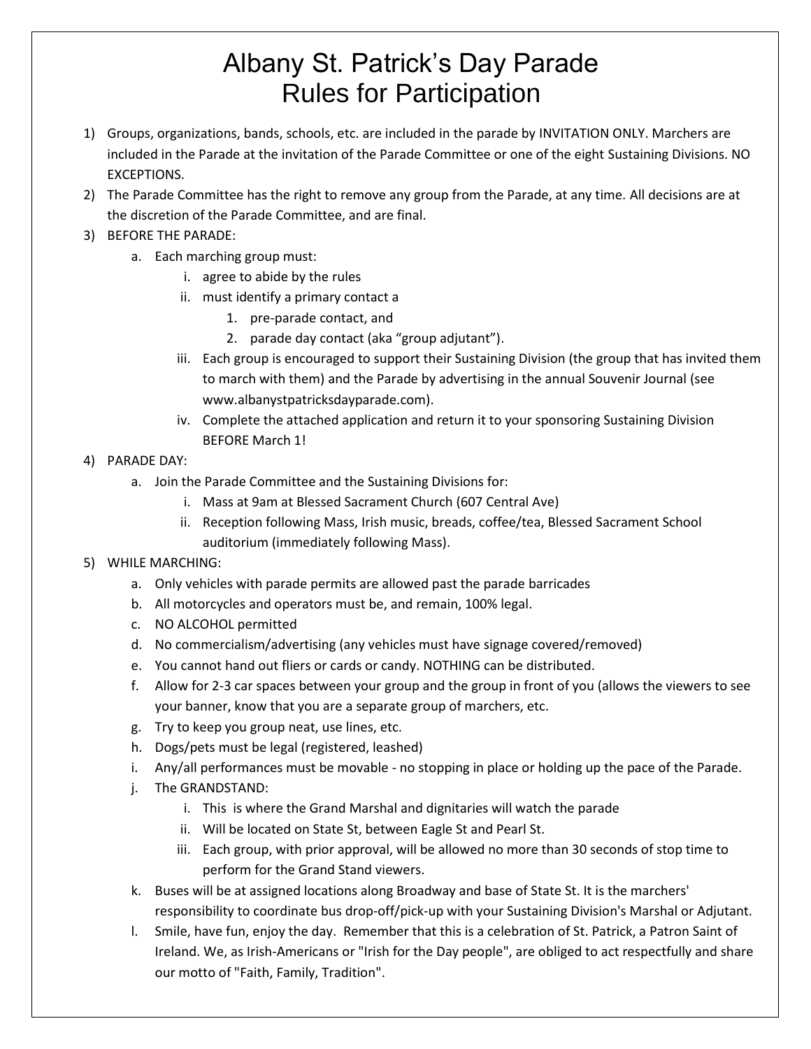# Albany St. Patrick's Day Parade
# Rules for Participation

1) Groups, organizations, bands, schools, etc. are included in the parade by INVITATION ONLY. Marchers are included in the Parade at the invitation of the Parade Committee or one of the eight Sustaining Divisions. NO EXCEPTIONS.
2) The Parade Committee has the right to remove any group from the Parade, at any time. All decisions are at the discretion of the Parade Committee, and are final.
3) BEFORE THE PARADE:
   a. Each marching group must:
      i. agree to abide by the rules
      ii. must identify a primary contact a
         1. pre-parade contact, and
         2. parade day contact (aka "group adjutant").
      iii. Each group is encouraged to support their Sustaining Division (the group that has invited them to march with them) and the Parade by advertising in the annual Souvenir Journal (see www.albanystpatricksdayparade.com).
      iv. Complete the attached application and return it to your sponsoring Sustaining Division BEFORE March 1!
4) PARADE DAY:
   a. Join the Parade Committee and the Sustaining Divisions for:
      i. Mass at 9am at Blessed Sacrament Church (607 Central Ave)
      ii. Reception following Mass, Irish music, breads, coffee/tea, Blessed Sacrament School auditorium (immediately following Mass).
5) WHILE MARCHING:
   a. Only vehicles with parade permits are allowed past the parade barricades
   b. All motorcycles and operators must be, and remain, 100% legal.
   c. NO ALCOHOL permitted
   d. No commercialism/advertising (any vehicles must have signage covered/removed)
   e. You cannot hand out fliers or cards or candy. NOTHING can be distributed.
   f. Allow for 2-3 car spaces between your group and the group in front of you (allows the viewers to see your banner, know that you are a separate group of marchers, etc.
   g. Try to keep you group neat, use lines, etc.
   h. Dogs/pets must be legal (registered, leashed)
   i. Any/all performances must be movable - no stopping in place or holding up the pace of the Parade.
   j. The GRANDSTAND:
      i. This is where the Grand Marshal and dignitaries will watch the parade
      ii. Will be located on State St, between Eagle St and Pearl St.
      iii. Each group, with prior approval, will be allowed no more than 30 seconds of stop time to perform for the Grand Stand viewers.
   k. Buses will be at assigned locations along Broadway and base of State St. It is the marchers' responsibility to coordinate bus drop-off/pick-up with your Sustaining Division's Marshal or Adjutant.
   l. Smile, have fun, enjoy the day. Remember that this is a celebration of St. Patrick, a Patron Saint of Ireland. We, as Irish-Americans or "Irish for the Day people", are obliged to act respectfully and share our motto of "Faith, Family, Tradition".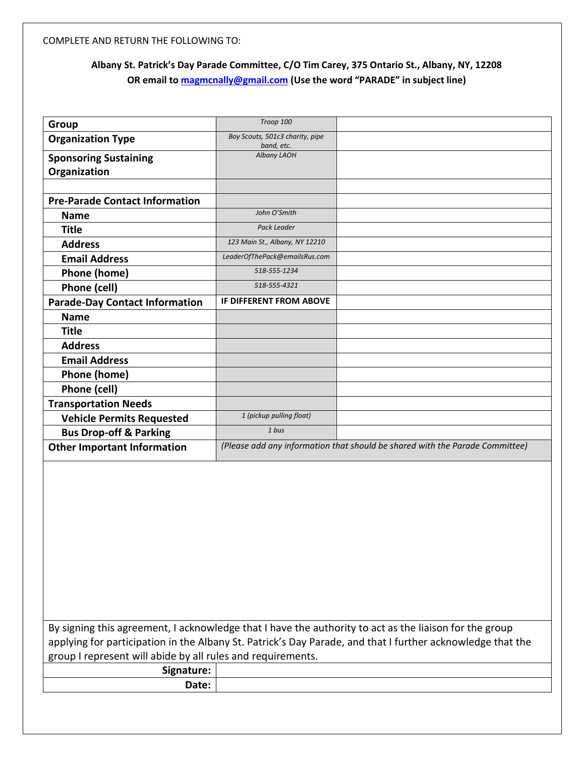COMPLETE AND RETURN THE FOLLOWING TO:

**Albany St. Patrick's Day Parade Committee, C/O Tim Carey, 375 Ontario St., Albany, NY, 12208**
**OR email to magmcnally@gmail.com (Use the word "PARADE" in subject line)**

| | | |
|---|---|---|
| **Group** | *Troop 100* | |
| **Organization Type** | *Boy Scouts, 501c3 charity, pipe band, etc.* | |
| **Sponsoring Sustaining Organization** | *Albany LAOH* | |
| | | |
| **Pre-Parade Contact Information** | | |
| **Name** | *John O'Smith* | |
| **Title** | *Pack Leader* | |
| **Address** | *123 Main St., Albany, NY 12210* | |
| **Email Address** | *LeaderOfThePack@emailsRus.com* | |
| **Phone (home)** | *518-555-1234* | |
| **Phone (cell)** | *518-555-4321* | |
| **Parade-Day Contact Information** | **IF DIFFERENT FROM ABOVE** | |
| **Name** | | |
| **Title** | | |
| **Address** | | |
| **Email Address** | | |
| **Phone (home)** | | |
| **Phone (cell)** | | |
| **Transportation Needs** | | |
| **Vehicle Permits Requested** | *1 (pickup pulling float)* | |
| **Bus Drop-off & Parking** | *1 bus* | |
| **Other Important Information** | *(Please add any information that should be shared with the Parade Committee)* | |

By signing this agreement, I acknowledge that I have the authority to act as the liaison for the group applying for participation in the Albany St. Patrick's Day Parade, and that I further acknowledge that the group I represent will abide by all rules and requirements.

| | |
|---|---|
| **Signature:** | |
| **Date:** | |